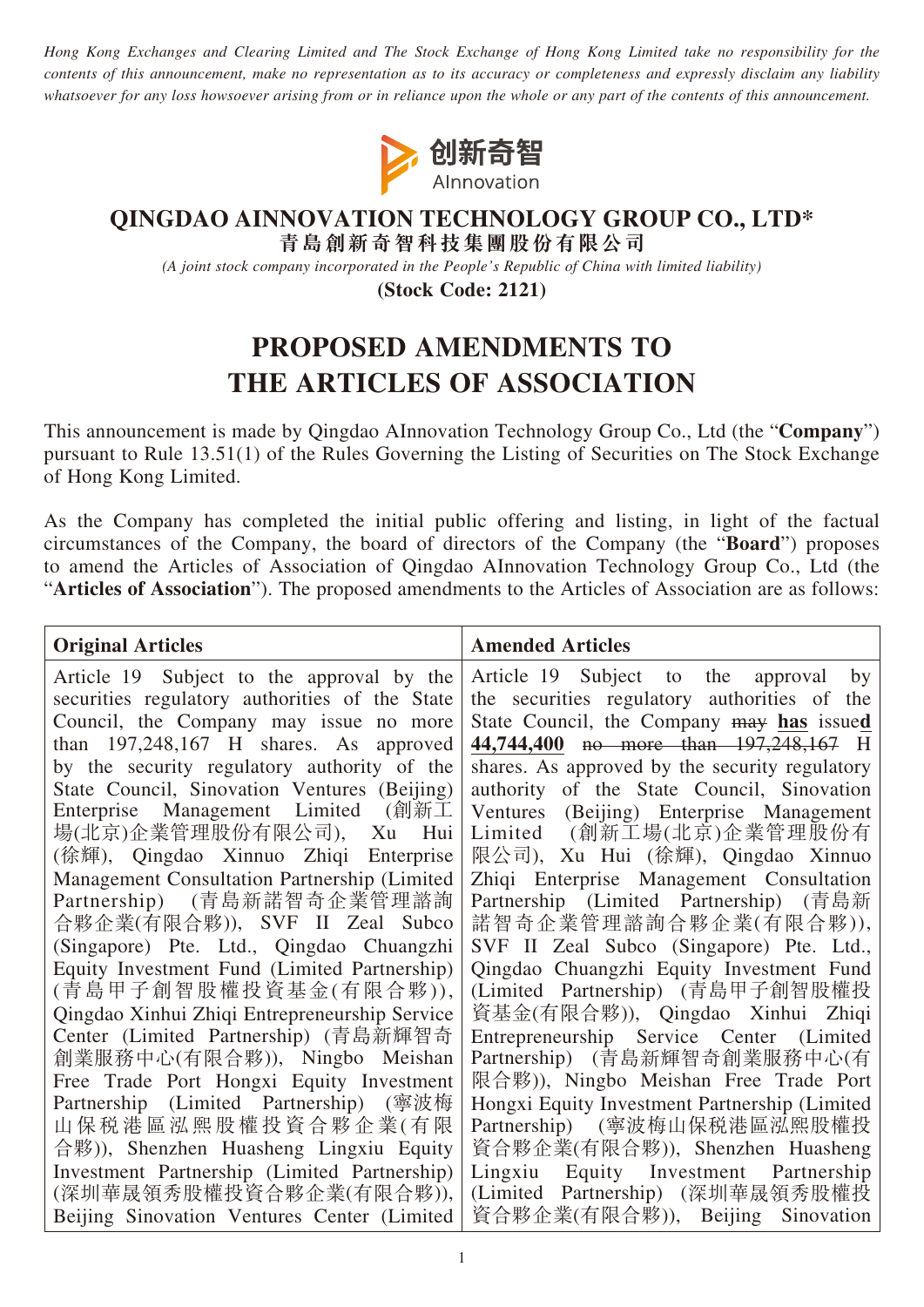*Hong Kong Exchanges and Clearing Limited and The Stock Exchange of Hong Kong Limited take no responsibility for the contents of this announcement, make no representation as to its accuracy or completeness and expressly disclaim any liability whatsoever for any loss howsoever arising from or in reliance upon the whole or any part of the contents of this announcement.*

创新奇智
AInnovation

# QINGDAO AINNOVATION TECHNOLOGY GROUP CO., LTD*
**青島創新奇智科技集團股份有限公司**

*(A joint stock company incorporated in the People's Republic of China with limited liability)*

**(Stock Code: 2121)**

# PROPOSED AMENDMENTS TO THE ARTICLES OF ASSOCIATION

This announcement is made by Qingdao AInnovation Technology Group Co., Ltd (the "**Company**") pursuant to Rule 13.51(1) of the Rules Governing the Listing of Securities on The Stock Exchange of Hong Kong Limited.

As the Company has completed the initial public offering and listing, in light of the factual circumstances of the Company, the board of directors of the Company (the "**Board**") proposes to amend the Articles of Association of Qingdao AInnovation Technology Group Co., Ltd (the "**Articles of Association**"). The proposed amendments to the Articles of Association are as follows:

| Original Articles | Amended Articles |
|---|---|
| Article 19 Subject to the approval by the securities regulatory authorities of the State Council, the Company may issue no more than 197,248,167 H shares. As approved by the security regulatory authority of the State Council, Sinovation Ventures (Beijing) Enterprise Management Limited (創新工場(北京)企業管理股份有限公司), Xu Hui (徐輝), Qingdao Xinnuo Zhiqi Enterprise Management Consultation Partnership (Limited Partnership) (青島新諾智奇企業管理諮詢合夥企業(有限合夥)), SVF II Zeal Subco (Singapore) Pte. Ltd., Qingdao Chuangzhi Equity Investment Fund (Limited Partnership) (青島甲子創智股權投資基金(有限合夥)), Qingdao Xinhui Zhiqi Entrepreneurship Service Center (Limited Partnership) (青島新輝智奇創業服務中心(有限合夥)), Ningbo Meishan Free Trade Port Hongxi Equity Investment Partnership (Limited Partnership) (寧波梅山保稅港區泓熙股權投資合夥企業(有限合夥)), Shenzhen Huasheng Lingxiu Equity Investment Partnership (Limited Partnership) (深圳華晟領秀股權投資合夥企業(有限合夥)), Beijing Sinovation Ventures Center (Limited | Article 19 Subject to the approval by the securities regulatory authorities of the State Council, the Company ~~may~~ **has** issue**d** **44,744,400** ~~no more than 197,248,167~~ H shares. As approved by the security regulatory authority of the State Council, Sinovation Ventures (Beijing) Enterprise Management Limited (創新工場(北京)企業管理股份有限公司), Xu Hui (徐輝), Qingdao Xinnuo Zhiqi Enterprise Management Consultation Partnership (Limited Partnership) (青島新諾智奇企業管理諮詢合夥企業(有限合夥)), SVF II Zeal Subco (Singapore) Pte. Ltd., Qingdao Chuangzhi Equity Investment Fund (Limited Partnership) (青島甲子創智股權投資基金(有限合夥)), Qingdao Xinhui Zhiqi Entrepreneurship Service Center (Limited Partnership) (青島新輝智奇創業服務中心(有限合夥)), Ningbo Meishan Free Trade Port Hongxi Equity Investment Partnership (Limited Partnership) (寧波梅山保稅港區泓熙股權投資合夥企業(有限合夥)), Shenzhen Huasheng Lingxiu Equity Investment Partnership (Limited Partnership) (深圳華晟領秀股權投資合夥企業(有限合夥)), Beijing Sinovation |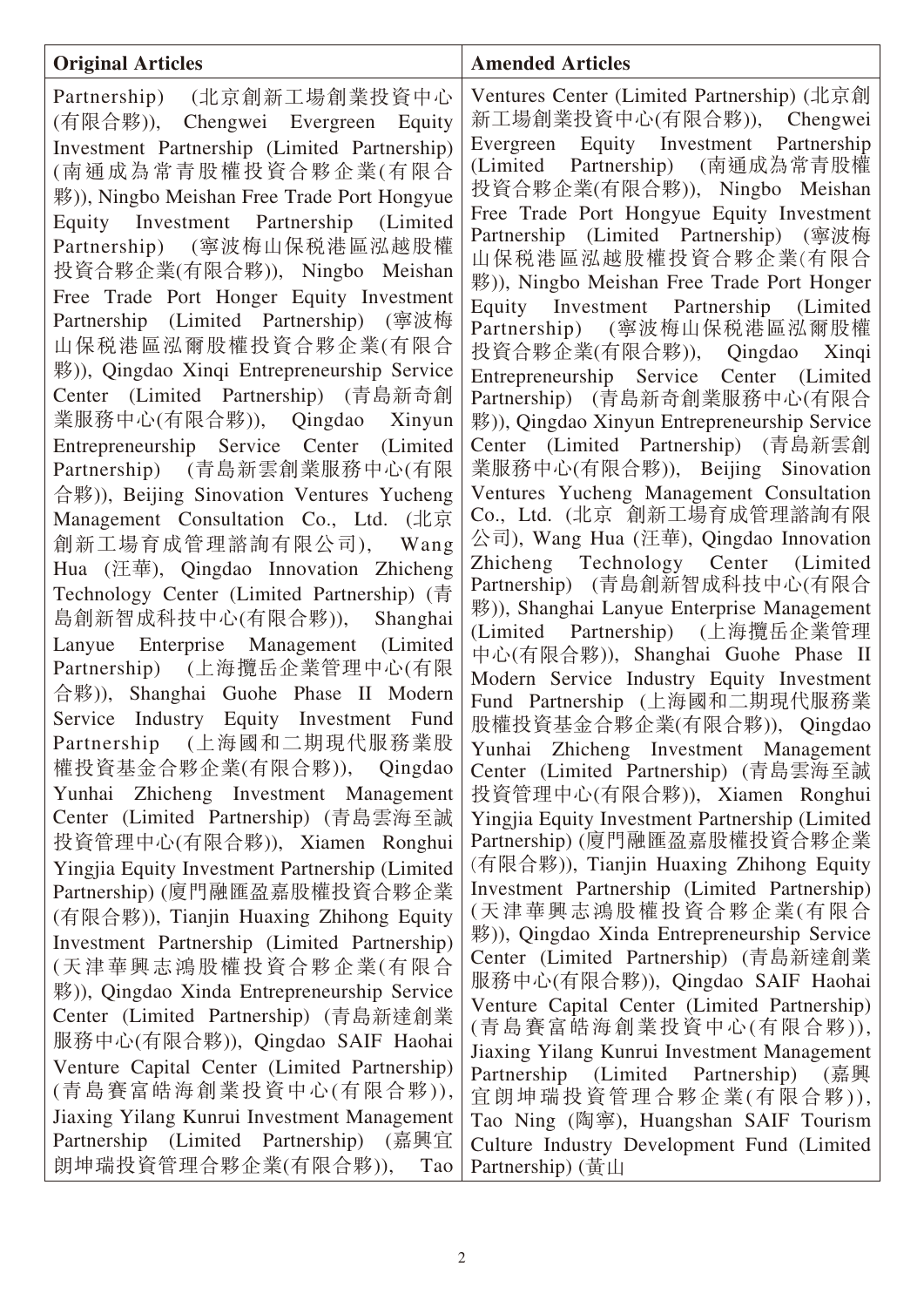| Original Articles | Amended Articles |
| --- | --- |
| Partnership) (北京創新工場創業投資中心(有限合夥)), Chengwei Evergreen Equity Investment Partnership (Limited Partnership) (南通成為常青股權投資合夥企業(有限合夥)), Ningbo Meishan Free Trade Port Hongyue Equity Investment Partnership (Limited Partnership) (寧波梅山保稅港區泓越股權投資合夥企業(有限合夥)), Ningbo Meishan Free Trade Port Honger Equity Investment Partnership (Limited Partnership) (寧波梅山保稅港區泓爾股權投資合夥企業(有限合夥)), Qingdao Xinqi Entrepreneurship Service Center (Limited Partnership) (青島新奇創業服務中心(有限合夥)), Qingdao Xinyun Entrepreneurship Service Center (Limited Partnership) (青島新雲創業服務中心(有限合夥)), Beijing Sinovation Ventures Yucheng Management Consultation Co., Ltd. (北京創新工場育成管理諮詢有限公司), Wang Hua (汪華), Qingdao Innovation Zhicheng Technology Center (Limited Partnership) (青島創新智成科技中心(有限合夥)), Shanghai Lanyue Enterprise Management (Limited Partnership) (上海攬岳企業管理中心(有限合夥)), Shanghai Guohe Phase II Modern Service Industry Equity Investment Fund Partnership (上海國和二期現代服務業股權投資基金合夥企業(有限合夥)), Qingdao Yunhai Zhicheng Investment Management Center (Limited Partnership) (青島雲海至誠投資管理中心(有限合夥)), Xiamen Ronghui Yingjia Equity Investment Partnership (Limited Partnership) (廈門融匯盈嘉股權投資合夥企業(有限合夥)), Tianjin Huaxing Zhihong Equity Investment Partnership (Limited Partnership) (天津華興志鴻股權投資合夥企業(有限合夥)), Qingdao Xinda Entrepreneurship Service Center (Limited Partnership) (青島新達創業服務中心(有限合夥)), Qingdao SAIF Haohai Venture Capital Center (Limited Partnership) (青島賽富皓海創業投資中心(有限合夥)), Jiaxing Yilang Kunrui Investment Management Partnership (Limited Partnership) (嘉興宜朗坤瑞投資管理合夥企業(有限合夥)), Tao | Ventures Center (Limited Partnership) (北京創新工場創業投資中心(有限合夥)), Chengwei Evergreen Equity Investment Partnership (Limited Partnership) (南通成為常青股權投資合夥企業(有限合夥)), Ningbo Meishan Free Trade Port Hongyue Equity Investment Partnership (Limited Partnership) (寧波梅山保稅港區泓越股權投資合夥企業(有限合夥)), Ningbo Meishan Free Trade Port Honger Equity Investment Partnership (Limited Partnership) (寧波梅山保稅港區泓爾股權投資合夥企業(有限合夥)), Qingdao Xinqi Entrepreneurship Service Center (Limited Partnership) (青島新奇創業服務中心(有限合夥)), Qingdao Xinyun Entrepreneurship Service Center (Limited Partnership) (青島新雲創業服務中心(有限合夥)), Beijing Sinovation Ventures Yucheng Management Consultation Co., Ltd. (北京 創新工場育成管理諮詢有限公司), Wang Hua (汪華), Qingdao Innovation Zhicheng Technology Center (Limited Partnership) (青島創新智成科技中心(有限合夥)), Shanghai Lanyue Enterprise Management (Limited Partnership) (上海攬岳企業管理中心(有限合夥)), Shanghai Guohe Phase II Modern Service Industry Equity Investment Fund Partnership (上海國和二期現代服務業股權投資基金合夥企業(有限合夥)), Qingdao Yunhai Zhicheng Investment Management Center (Limited Partnership) (青島雲海至誠投資管理中心(有限合夥)), Xiamen Ronghui Yingjia Equity Investment Partnership (Limited Partnership) (廈門融匯盈嘉股權投資合夥企業(有限合夥)), Tianjin Huaxing Zhihong Equity Investment Partnership (Limited Partnership) (天津華興志鴻股權投資合夥企業(有限合夥)), Qingdao Xinda Entrepreneurship Service Center (Limited Partnership) (青島新達創業服務中心(有限合夥)), Qingdao SAIF Haohai Venture Capital Center (Limited Partnership) (青島賽富皓海創業投資中心(有限合夥)), Jiaxing Yilang Kunrui Investment Management Partnership (Limited Partnership) (嘉興宜朗坤瑞投資管理合夥企業(有限合夥)), Tao Ning (陶寧), Huangshan SAIF Tourism Culture Industry Development Fund (Limited Partnership) (黃山 |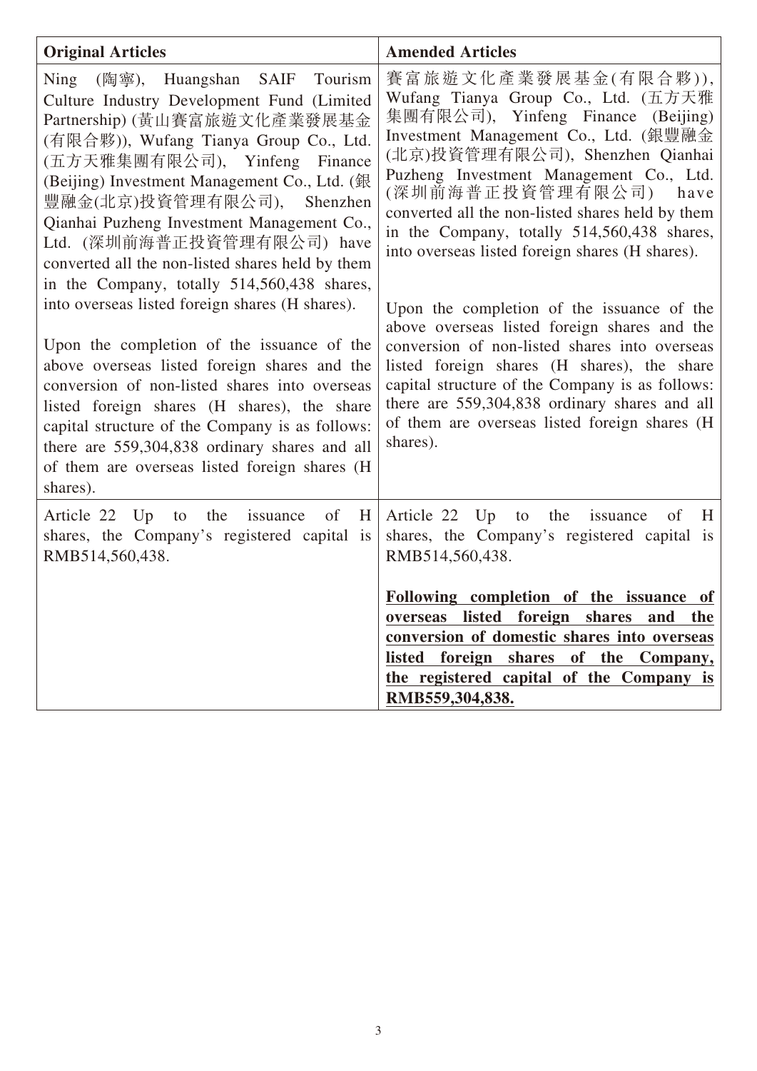| Original Articles | Amended Articles |
|---|---|
| Ning (陶寧), Huangshan SAIF Tourism Culture Industry Development Fund (Limited Partnership) (黃山賽富旅遊文化產業發展基金(有限合夥)), Wufang Tianya Group Co., Ltd. (五方天雅集團有限公司), Yinfeng Finance (Beijing) Investment Management Co., Ltd. (銀豐融金(北京)投資管理有限公司), Shenzhen Qianhai Puzheng Investment Management Co., Ltd. (深圳前海普正投資管理有限公司) have converted all the non-listed shares held by them in the Company, totally 514,560,438 shares, into overseas listed foreign shares (H shares).<br><br>Upon the completion of the issuance of the above overseas listed foreign shares and the conversion of non-listed shares into overseas listed foreign shares (H shares), the share capital structure of the Company is as follows: there are 559,304,838 ordinary shares and all of them are overseas listed foreign shares (H shares). | 賽富旅遊文化產業發展基金(有限合夥)), Wufang Tianya Group Co., Ltd. (五方天雅集團有限公司), Yinfeng Finance (Beijing) Investment Management Co., Ltd. (銀豐融金(北京)投資管理有限公司), Shenzhen Qianhai Puzheng Investment Management Co., Ltd. (深圳前海普正投資管理有限公司) have converted all the non-listed shares held by them in the Company, totally 514,560,438 shares, into overseas listed foreign shares (H shares).<br><br>Upon the completion of the issuance of the above overseas listed foreign shares and the conversion of non-listed shares into overseas listed foreign shares (H shares), the share capital structure of the Company is as follows: there are 559,304,838 ordinary shares and all of them are overseas listed foreign shares (H shares). |
| Article 22 Up to the issuance of H shares, the Company's registered capital is RMB514,560,438. | Article 22 Up to the issuance of H shares, the Company's registered capital is RMB514,560,438.<br><br>**Following completion of the issuance of overseas listed foreign shares and the conversion of domestic shares into overseas listed foreign shares of the Company, the registered capital of the Company is RMB559,304,838.** |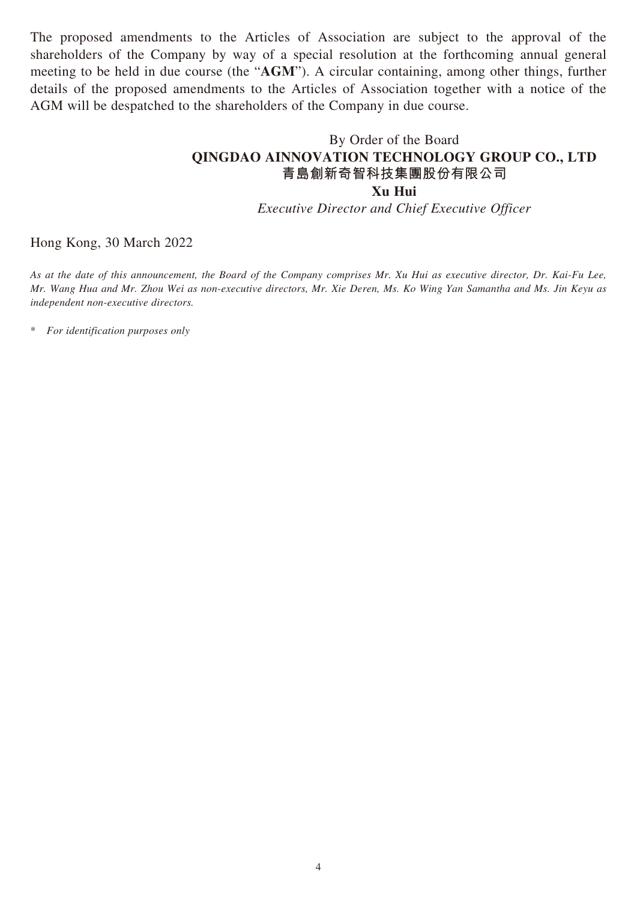The proposed amendments to the Articles of Association are subject to the approval of the shareholders of the Company by way of a special resolution at the forthcoming annual general meeting to be held in due course (the "**AGM**"). A circular containing, among other things, further details of the proposed amendments to the Articles of Association together with a notice of the AGM will be despatched to the shareholders of the Company in due course.

By Order of the Board
**QINGDAO AINNOVATION TECHNOLOGY GROUP CO., LTD**
**青島創新奇智科技集團股份有限公司**
**Xu Hui**
*Executive Director and Chief Executive Officer*

Hong Kong, 30 March 2022

*As at the date of this announcement, the Board of the Company comprises Mr. Xu Hui as executive director, Dr. Kai-Fu Lee, Mr. Wang Hua and Mr. Zhou Wei as non-executive directors, Mr. Xie Deren, Ms. Ko Wing Yan Samantha and Ms. Jin Keyu as independent non-executive directors.*

\* *For identification purposes only*